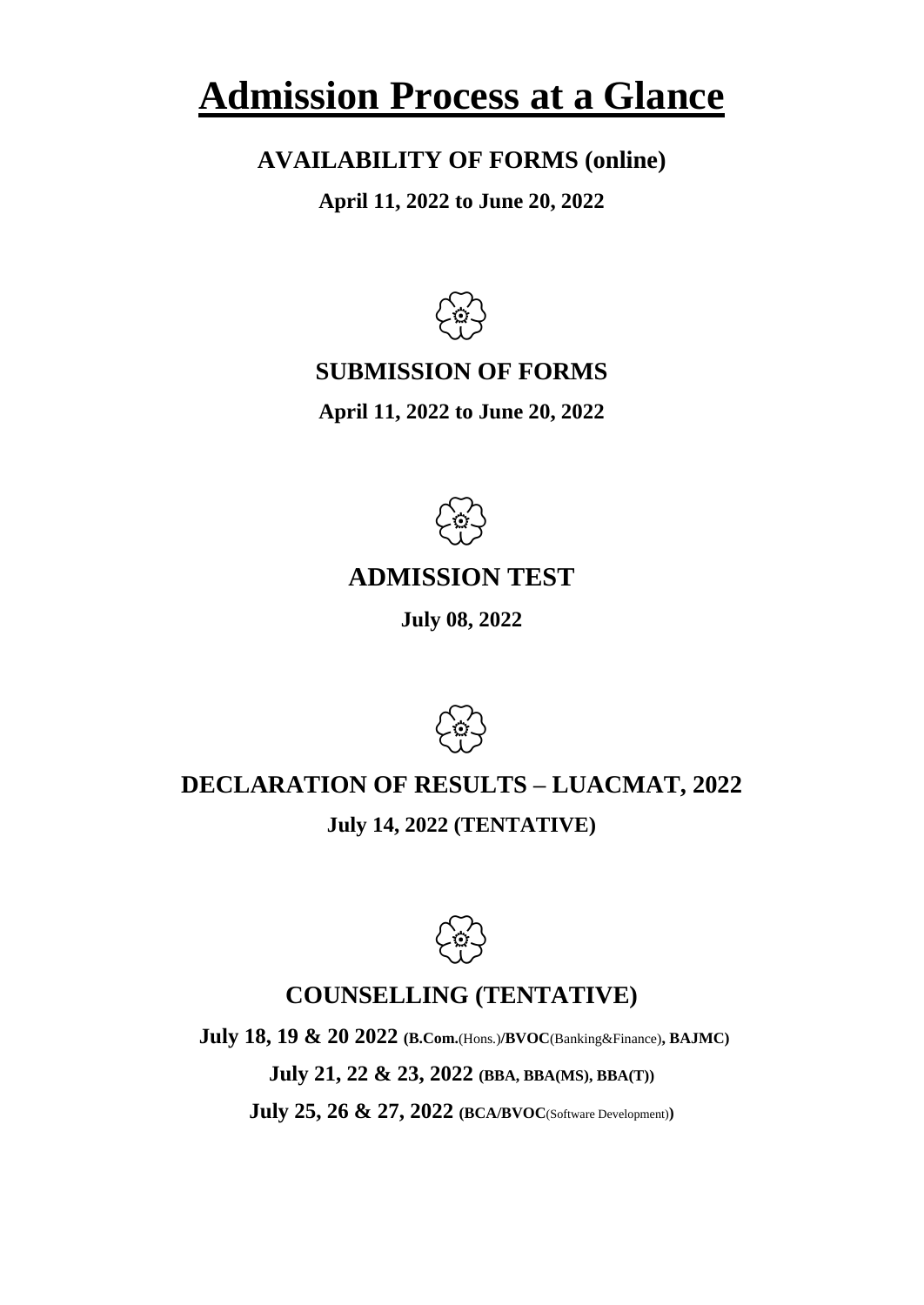# Admission Process at a Glance

**AVAILABILITY OF FORMS (online)**

**April 11, 2022 to June 20, 2022**

**SUBMISSION OF FORMS**

**April 11, 2022 to June 20, 2022**

**ADMISSION TEST**

**July 08, 2022**

**DECLARATION OF RESULTS – LUACMAT, 2022**

**July 14, 2022 (TENTATIVE)**

**COUNSELLING (TENTATIVE)**

**July 18, 19 & 20 2022 (B.Com.**(Hons.)**/BVOC**(Banking&Finance)**, BAJMC)**

**July 21, 22 & 23, 2022 (BBA, BBA(MS), BBA(T))**

**July 25, 26 & 27, 2022 (BCA/BVOC**(Software Development)**)**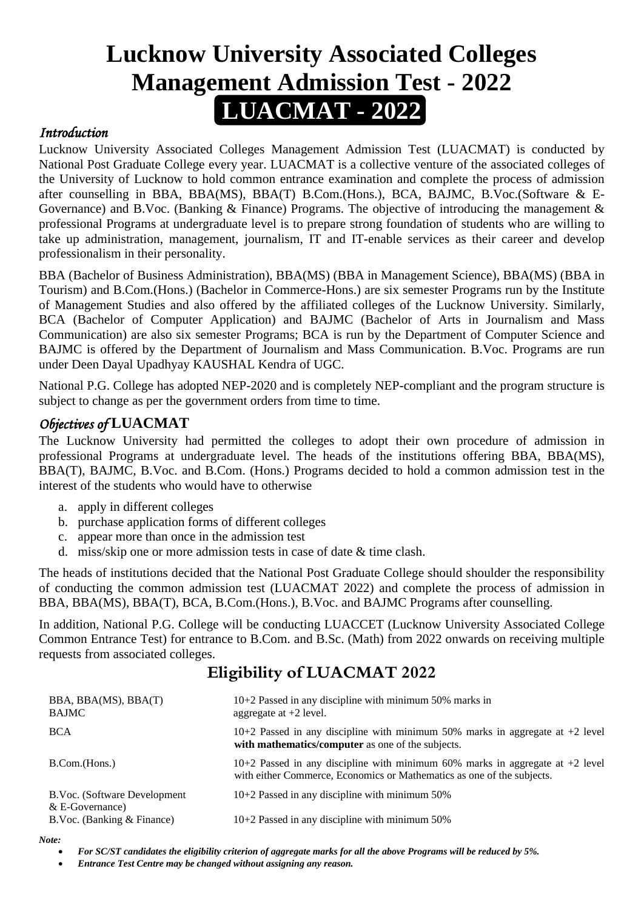# Lucknow University Associated Colleges Management Admission Test - 2022

# LUACMAT - 2022

## *Introduction*

Lucknow University Associated Colleges Management Admission Test (LUACMAT) is conducted by National Post Graduate College every year. LUACMAT is a collective venture of the associated colleges of the University of Lucknow to hold common entrance examination and complete the process of admission after counselling in BBA, BBA(MS), BBA(T) B.Com.(Hons.), BCA, BAJMC, B.Voc.(Software & E-Governance) and B.Voc. (Banking & Finance) Programs. The objective of introducing the management & professional Programs at undergraduate level is to prepare strong foundation of students who are willing to take up administration, management, journalism, IT and IT-enable services as their career and develop professionalism in their personality.

BBA (Bachelor of Business Administration), BBA(MS) (BBA in Management Science), BBA(MS) (BBA in Tourism) and B.Com.(Hons.) (Bachelor in Commerce-Hons.) are six semester Programs run by the Institute of Management Studies and also offered by the affiliated colleges of the Lucknow University. Similarly, BCA (Bachelor of Computer Application) and BAJMC (Bachelor of Arts in Journalism and Mass Communication) are also six semester Programs; BCA is run by the Department of Computer Science and BAJMC is offered by the Department of Journalism and Mass Communication. B.Voc. Programs are run under Deen Dayal Upadhyay KAUSHAL Kendra of UGC.

National P.G. College has adopted NEP-2020 and is completely NEP-compliant and the program structure is subject to change as per the government orders from time to time.

## *Objectives of* LUACMAT

The Lucknow University had permitted the colleges to adopt their own procedure of admission in professional Programs at undergraduate level. The heads of the institutions offering BBA, BBA(MS), BBA(T), BAJMC, B.Voc. and B.Com. (Hons.) Programs decided to hold a common admission test in the interest of the students who would have to otherwise

a. apply in different colleges
b. purchase application forms of different colleges
c. appear more than once in the admission test
d. miss/skip one or more admission tests in case of date & time clash.

The heads of institutions decided that the National Post Graduate College should shoulder the responsibility of conducting the common admission test (LUACMAT 2022) and complete the process of admission in BBA, BBA(MS), BBA(T), BCA, B.Com.(Hons.), B.Voc. and BAJMC Programs after counselling.

In addition, National P.G. College will be conducting LUACCET (Lucknow University Associated College Common Entrance Test) for entrance to B.Com. and B.Sc. (Math) from 2022 onwards on receiving multiple requests from associated colleges.

## Eligibility of LUACMAT 2022

| Program | Eligibility |
|---|---|
| BBA, BBA(MS), BBA(T) BAJMC | 10+2 Passed in any discipline with minimum 50% marks in aggregate at +2 level. |
| BCA | 10+2 Passed in any discipline with minimum 50% marks in aggregate at +2 level **with mathematics/computer** as one of the subjects. |
| B.Com.(Hons.) | 10+2 Passed in any discipline with minimum 60% marks in aggregate at +2 level with either Commerce, Economics or Mathematics as one of the subjects. |
| B.Voc. (Software Development & E-Governance) | 10+2 Passed in any discipline with minimum 50% |
| B.Voc. (Banking & Finance) | 10+2 Passed in any discipline with minimum 50% |

***Note:***

- ***For SC/ST candidates the eligibility criterion of aggregate marks for all the above Programs will be reduced by 5%.***
- ***Entrance Test Centre may be changed without assigning any reason.***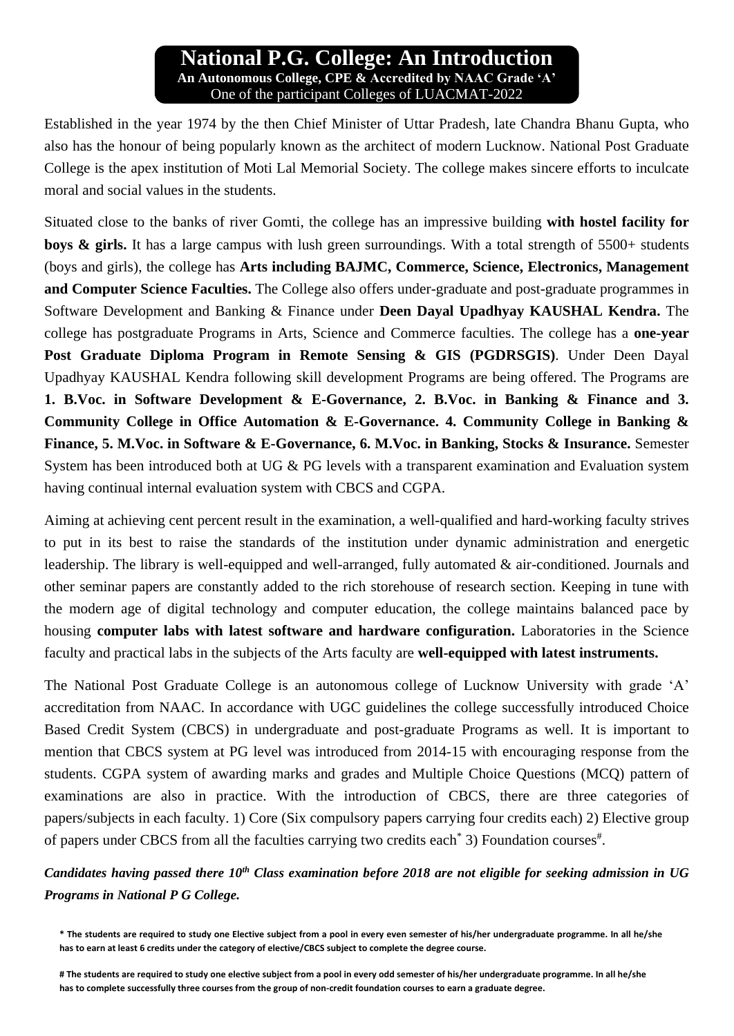# National P.G. College: An Introduction

**An Autonomous College, CPE & Accredited by NAAC Grade 'A'**

One of the participant Colleges of LUACMAT-2022

Established in the year 1974 by the then Chief Minister of Uttar Pradesh, late Chandra Bhanu Gupta, who also has the honour of being popularly known as the architect of modern Lucknow. National Post Graduate College is the apex institution of Moti Lal Memorial Society. The college makes sincere efforts to inculcate moral and social values in the students.

Situated close to the banks of river Gomti, the college has an impressive building **with hostel facility for boys & girls.** It has a large campus with lush green surroundings. With a total strength of 5500+ students (boys and girls), the college has **Arts including BAJMC, Commerce, Science, Electronics, Management and Computer Science Faculties.** The College also offers under-graduate and post-graduate programmes in Software Development and Banking & Finance under **Deen Dayal Upadhyay KAUSHAL Kendra.** The college has postgraduate Programs in Arts, Science and Commerce faculties. The college has a **one-year Post Graduate Diploma Program in Remote Sensing & GIS (PGDRSGIS)**. Under Deen Dayal Upadhyay KAUSHAL Kendra following skill development Programs are being offered. The Programs are **1. B.Voc. in Software Development & E-Governance, 2. B.Voc. in Banking & Finance and 3. Community College in Office Automation & E-Governance. 4. Community College in Banking & Finance, 5. M.Voc. in Software & E-Governance, 6. M.Voc. in Banking, Stocks & Insurance.** Semester System has been introduced both at UG & PG levels with a transparent examination and Evaluation system having continual internal evaluation system with CBCS and CGPA.

Aiming at achieving cent percent result in the examination, a well-qualified and hard-working faculty strives to put in its best to raise the standards of the institution under dynamic administration and energetic leadership. The library is well-equipped and well-arranged, fully automated & air-conditioned. Journals and other seminar papers are constantly added to the rich storehouse of research section. Keeping in tune with the modern age of digital technology and computer education, the college maintains balanced pace by housing **computer labs with latest software and hardware configuration.** Laboratories in the Science faculty and practical labs in the subjects of the Arts faculty are **well-equipped with latest instruments.**

The National Post Graduate College is an autonomous college of Lucknow University with grade 'A' accreditation from NAAC. In accordance with UGC guidelines the college successfully introduced Choice Based Credit System (CBCS) in undergraduate and post-graduate Programs as well. It is important to mention that CBCS system at PG level was introduced from 2014-15 with encouraging response from the students. CGPA system of awarding marks and grades and Multiple Choice Questions (MCQ) pattern of examinations are also in practice. With the introduction of CBCS, there are three categories of papers/subjects in each faculty. 1) Core (Six compulsory papers carrying four credits each) 2) Elective group of papers under CBCS from all the faculties carrying two credits each* 3) Foundation courses#.

***Candidates having passed there 10th Class examination before 2018 are not eligible for seeking admission in UG Programs in National P G College.***

**\* The students are required to study one Elective subject from a pool in every even semester of his/her undergraduate programme. In all he/she has to earn at least 6 credits under the category of elective/CBCS subject to complete the degree course.**

**# The students are required to study one elective subject from a pool in every odd semester of his/her undergraduate programme. In all he/she has to complete successfully three courses from the group of non-credit foundation courses to earn a graduate degree.**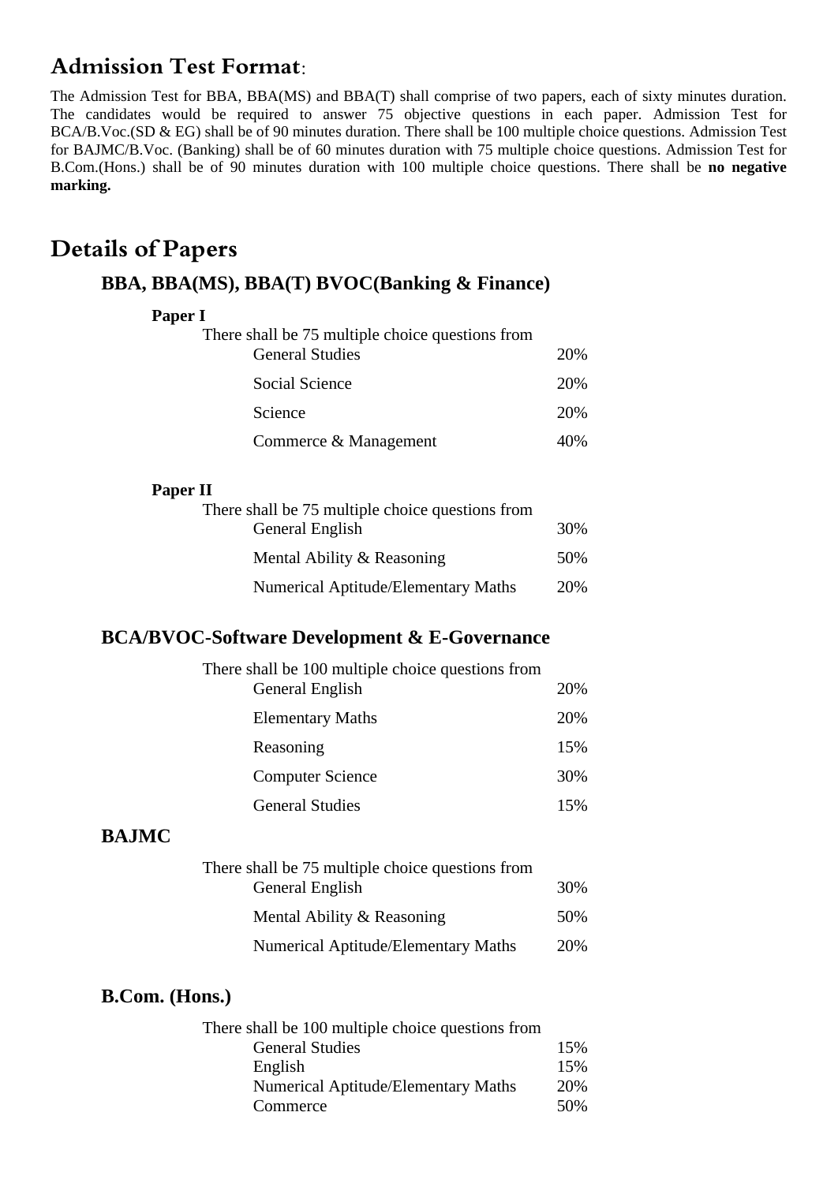## Admission Test Format:

The Admission Test for BBA, BBA(MS) and BBA(T) shall comprise of two papers, each of sixty minutes duration. The candidates would be required to answer 75 objective questions in each paper. Admission Test for BCA/B.Voc.(SD & EG) shall be of 90 minutes duration. There shall be 100 multiple choice questions. Admission Test for BAJMC/B.Voc. (Banking) shall be of 60 minutes duration with 75 multiple choice questions. Admission Test for B.Com.(Hons.) shall be of 90 minutes duration with 100 multiple choice questions. There shall be **no negative marking.**

## Details of Papers

### BBA, BBA(MS), BBA(T) BVOC(Banking & Finance)

**Paper I**

There shall be 75 multiple choice questions from

| Subject | Weightage |
|---|---|
| General Studies | 20% |
| Social Science | 20% |
| Science | 20% |
| Commerce & Management | 40% |

**Paper II**

There shall be 75 multiple choice questions from

| Subject | Weightage |
|---|---|
| General English | 30% |
| Mental Ability & Reasoning | 50% |
| Numerical Aptitude/Elementary Maths | 20% |

### BCA/BVOC-Software Development & E-Governance

There shall be 100 multiple choice questions from

| Subject | Weightage |
|---|---|
| General English | 20% |
| Elementary Maths | 20% |
| Reasoning | 15% |
| Computer Science | 30% |
| General Studies | 15% |

### BAJMC

There shall be 75 multiple choice questions from

| Subject | Weightage |
|---|---|
| General English | 30% |
| Mental Ability & Reasoning | 50% |
| Numerical Aptitude/Elementary Maths | 20% |

### B.Com. (Hons.)

There shall be 100 multiple choice questions from

| Subject | Weightage |
|---|---|
| General Studies | 15% |
| English | 15% |
| Numerical Aptitude/Elementary Maths | 20% |
| Commerce | 50% |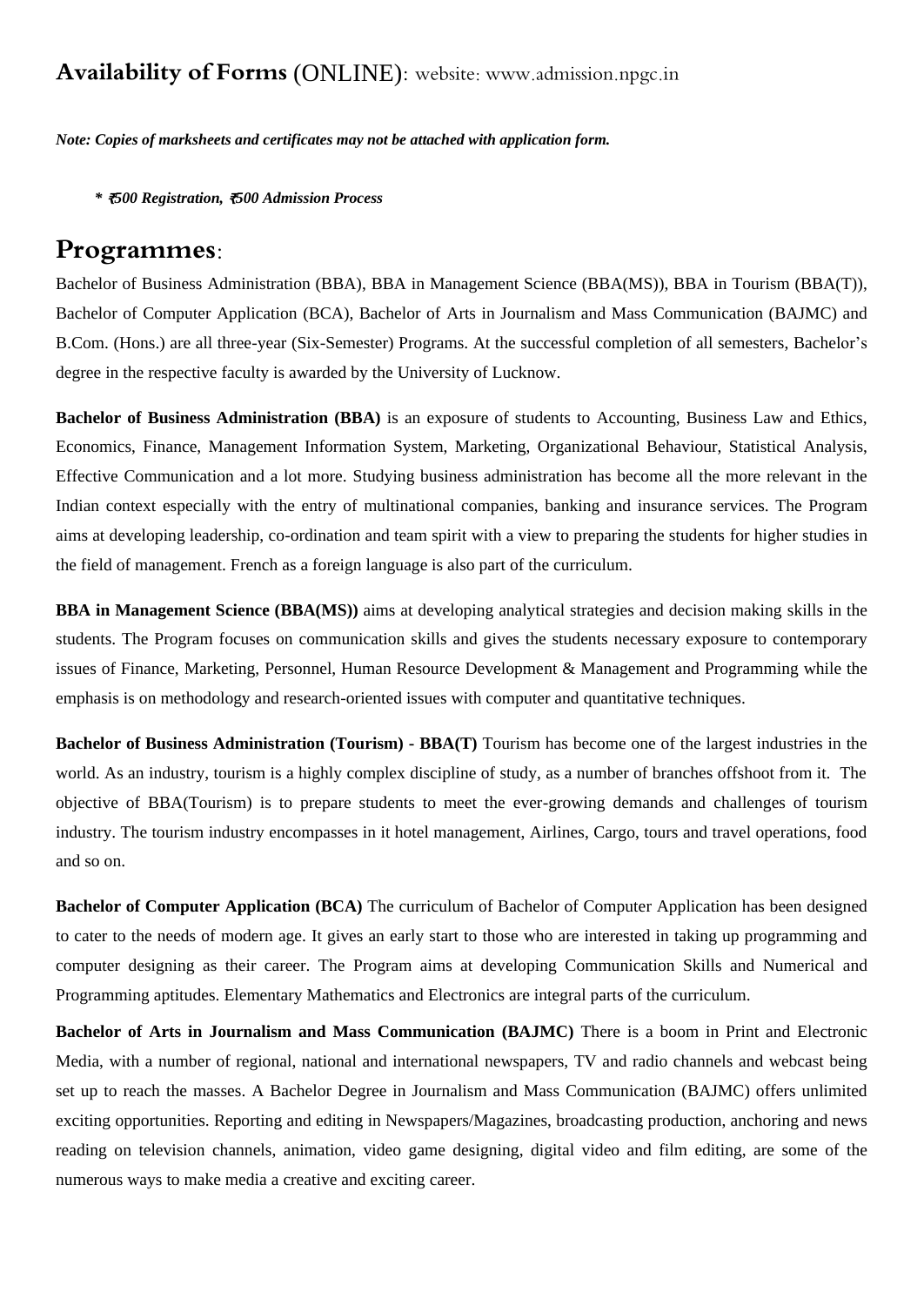## **Availability of Forms** (ONLINE): website: www.admission.npgc.in

***Note: Copies of marksheets and certificates may not be attached with application form.***

***\* ₹500 Registration, ₹500 Admission Process***

## **Programmes**:

Bachelor of Business Administration (BBA), BBA in Management Science (BBA(MS)), BBA in Tourism (BBA(T)), Bachelor of Computer Application (BCA), Bachelor of Arts in Journalism and Mass Communication (BAJMC) and B.Com. (Hons.) are all three-year (Six-Semester) Programs. At the successful completion of all semesters, Bachelor's degree in the respective faculty is awarded by the University of Lucknow.

**Bachelor of Business Administration (BBA)** is an exposure of students to Accounting, Business Law and Ethics, Economics, Finance, Management Information System, Marketing, Organizational Behaviour, Statistical Analysis, Effective Communication and a lot more. Studying business administration has become all the more relevant in the Indian context especially with the entry of multinational companies, banking and insurance services. The Program aims at developing leadership, co-ordination and team spirit with a view to preparing the students for higher studies in the field of management. French as a foreign language is also part of the curriculum.

**BBA in Management Science (BBA(MS))** aims at developing analytical strategies and decision making skills in the students. The Program focuses on communication skills and gives the students necessary exposure to contemporary issues of Finance, Marketing, Personnel, Human Resource Development & Management and Programming while the emphasis is on methodology and research-oriented issues with computer and quantitative techniques.

**Bachelor of Business Administration (Tourism) - BBA(T)** Tourism has become one of the largest industries in the world. As an industry, tourism is a highly complex discipline of study, as a number of branches offshoot from it. The objective of BBA(Tourism) is to prepare students to meet the ever-growing demands and challenges of tourism industry. The tourism industry encompasses in it hotel management, Airlines, Cargo, tours and travel operations, food and so on.

**Bachelor of Computer Application (BCA)** The curriculum of Bachelor of Computer Application has been designed to cater to the needs of modern age. It gives an early start to those who are interested in taking up programming and computer designing as their career. The Program aims at developing Communication Skills and Numerical and Programming aptitudes. Elementary Mathematics and Electronics are integral parts of the curriculum.

**Bachelor of Arts in Journalism and Mass Communication (BAJMC)** There is a boom in Print and Electronic Media, with a number of regional, national and international newspapers, TV and radio channels and webcast being set up to reach the masses. A Bachelor Degree in Journalism and Mass Communication (BAJMC) offers unlimited exciting opportunities. Reporting and editing in Newspapers/Magazines, broadcasting production, anchoring and news reading on television channels, animation, video game designing, digital video and film editing, are some of the numerous ways to make media a creative and exciting career.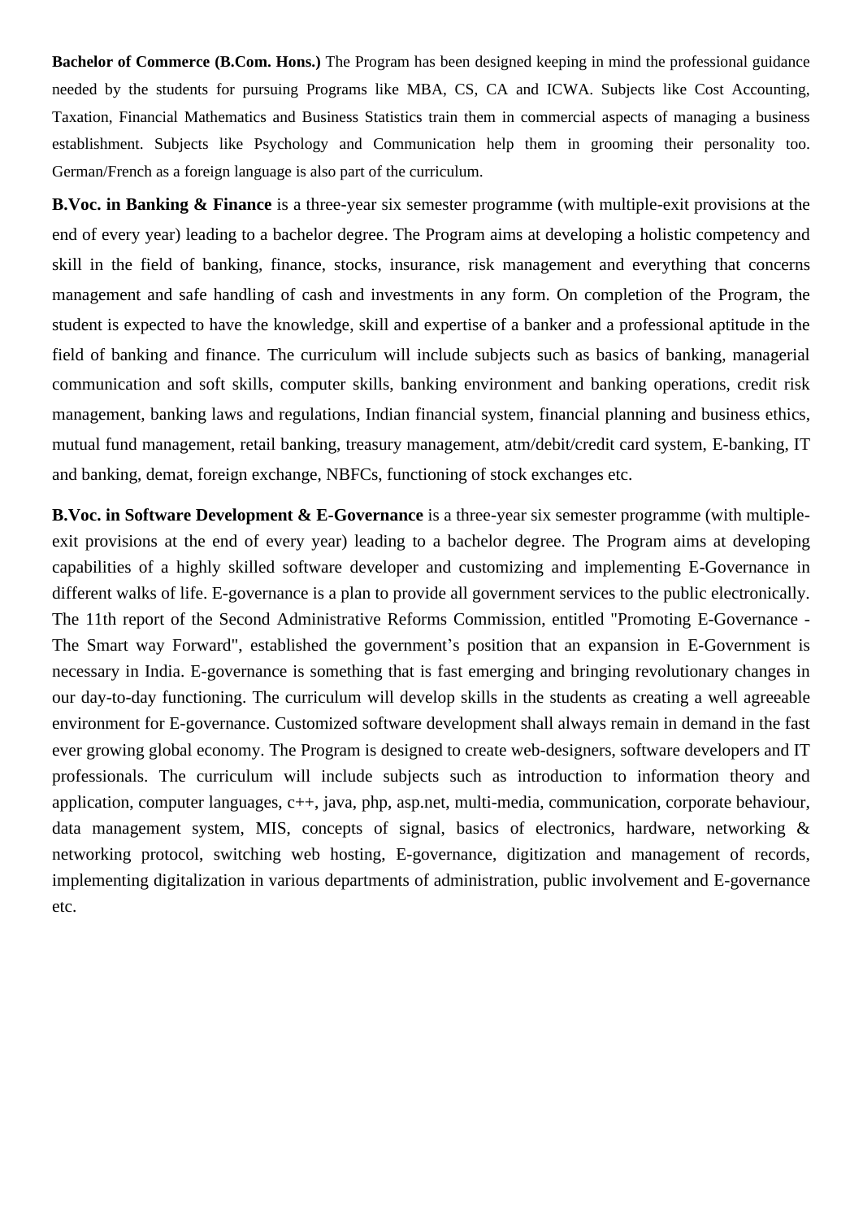**Bachelor of Commerce (B.Com. Hons.)** The Program has been designed keeping in mind the professional guidance needed by the students for pursuing Programs like MBA, CS, CA and ICWA. Subjects like Cost Accounting, Taxation, Financial Mathematics and Business Statistics train them in commercial aspects of managing a business establishment. Subjects like Psychology and Communication help them in grooming their personality too. German/French as a foreign language is also part of the curriculum.

**B.Voc. in Banking & Finance** is a three-year six semester programme (with multiple-exit provisions at the end of every year) leading to a bachelor degree. The Program aims at developing a holistic competency and skill in the field of banking, finance, stocks, insurance, risk management and everything that concerns management and safe handling of cash and investments in any form. On completion of the Program, the student is expected to have the knowledge, skill and expertise of a banker and a professional aptitude in the field of banking and finance. The curriculum will include subjects such as basics of banking, managerial communication and soft skills, computer skills, banking environment and banking operations, credit risk management, banking laws and regulations, Indian financial system, financial planning and business ethics, mutual fund management, retail banking, treasury management, atm/debit/credit card system, E-banking, IT and banking, demat, foreign exchange, NBFCs, functioning of stock exchanges etc.

**B.Voc. in Software Development & E-Governance** is a three-year six semester programme (with multiple-exit provisions at the end of every year) leading to a bachelor degree. The Program aims at developing capabilities of a highly skilled software developer and customizing and implementing E-Governance in different walks of life. E-governance is a plan to provide all government services to the public electronically. The 11th report of the Second Administrative Reforms Commission, entitled "Promoting E-Governance - The Smart way Forward", established the government's position that an expansion in E-Government is necessary in India. E-governance is something that is fast emerging and bringing revolutionary changes in our day-to-day functioning. The curriculum will develop skills in the students as creating a well agreeable environment for E-governance. Customized software development shall always remain in demand in the fast ever growing global economy. The Program is designed to create web-designers, software developers and IT professionals. The curriculum will include subjects such as introduction to information theory and application, computer languages, c++, java, php, asp.net, multi-media, communication, corporate behaviour, data management system, MIS, concepts of signal, basics of electronics, hardware, networking & networking protocol, switching web hosting, E-governance, digitization and management of records, implementing digitalization in various departments of administration, public involvement and E-governance etc.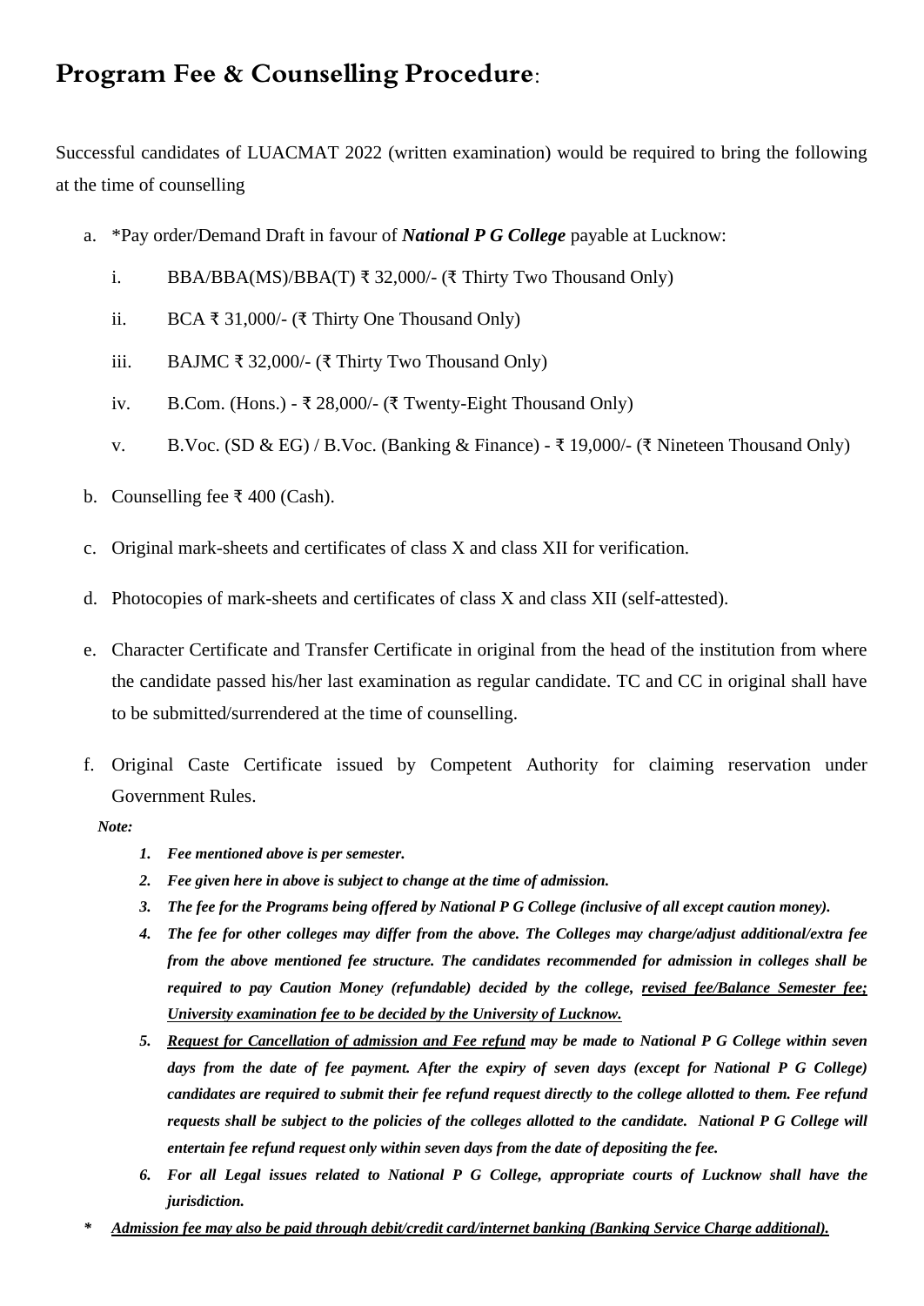## **Program Fee & Counselling Procedure**:

Successful candidates of LUACMAT 2022 (written examination) would be required to bring the following at the time of counselling

a. *Pay order/Demand Draft in favour of ***National P G College*** payable at Lucknow:

   i. BBA/BBA(MS)/BBA(T) ₹ 32,000/- (₹ Thirty Two Thousand Only)

   ii. BCA ₹ 31,000/- (₹ Thirty One Thousand Only)

   iii. BAJMC ₹ 32,000/- (₹ Thirty Two Thousand Only)

   iv. B.Com. (Hons.) - ₹ 28,000/- (₹ Twenty-Eight Thousand Only)

   v. B.Voc. (SD & EG) / B.Voc. (Banking & Finance) - ₹ 19,000/- (₹ Nineteen Thousand Only)

b. Counselling fee ₹ 400 (Cash).

c. Original mark-sheets and certificates of class X and class XII for verification.

d. Photocopies of mark-sheets and certificates of class X and class XII (self-attested).

e. Character Certificate and Transfer Certificate in original from the head of the institution from where the candidate passed his/her last examination as regular candidate. TC and CC in original shall have to be submitted/surrendered at the time of counselling.

f. Original Caste Certificate issued by Competent Authority for claiming reservation under Government Rules.

***Note:***

1. ***Fee mentioned above is per semester.***
2. ***Fee given here in above is subject to change at the time of admission.***
3. ***The fee for the Programs being offered by National P G College (inclusive of all except caution money).***
4. ***The fee for other colleges may differ from the above. The Colleges may charge/adjust additional/extra fee from the above mentioned fee structure. The candidates recommended for admission in colleges shall be required to pay Caution Money (refundable) decided by the college, <u>revised fee/Balance Semester fee; University examination fee to be decided by the University of Lucknow.</u>***
5. ***<u>Request for Cancellation of admission and Fee refund</u> may be made to National P G College within seven days from the date of fee payment. After the expiry of seven days (except for National P G College) candidates are required to submit their fee refund request directly to the college allotted to them. Fee refund requests shall be subject to the policies of the colleges allotted to the candidate. National P G College will entertain fee refund request only within seven days from the date of depositing the fee.***
6. ***For all Legal issues related to National P G College, appropriate courts of Lucknow shall have the jurisdiction.***

***\* <u>Admission fee may also be paid through debit/credit card/internet banking (Banking Service Charge additional).</u>***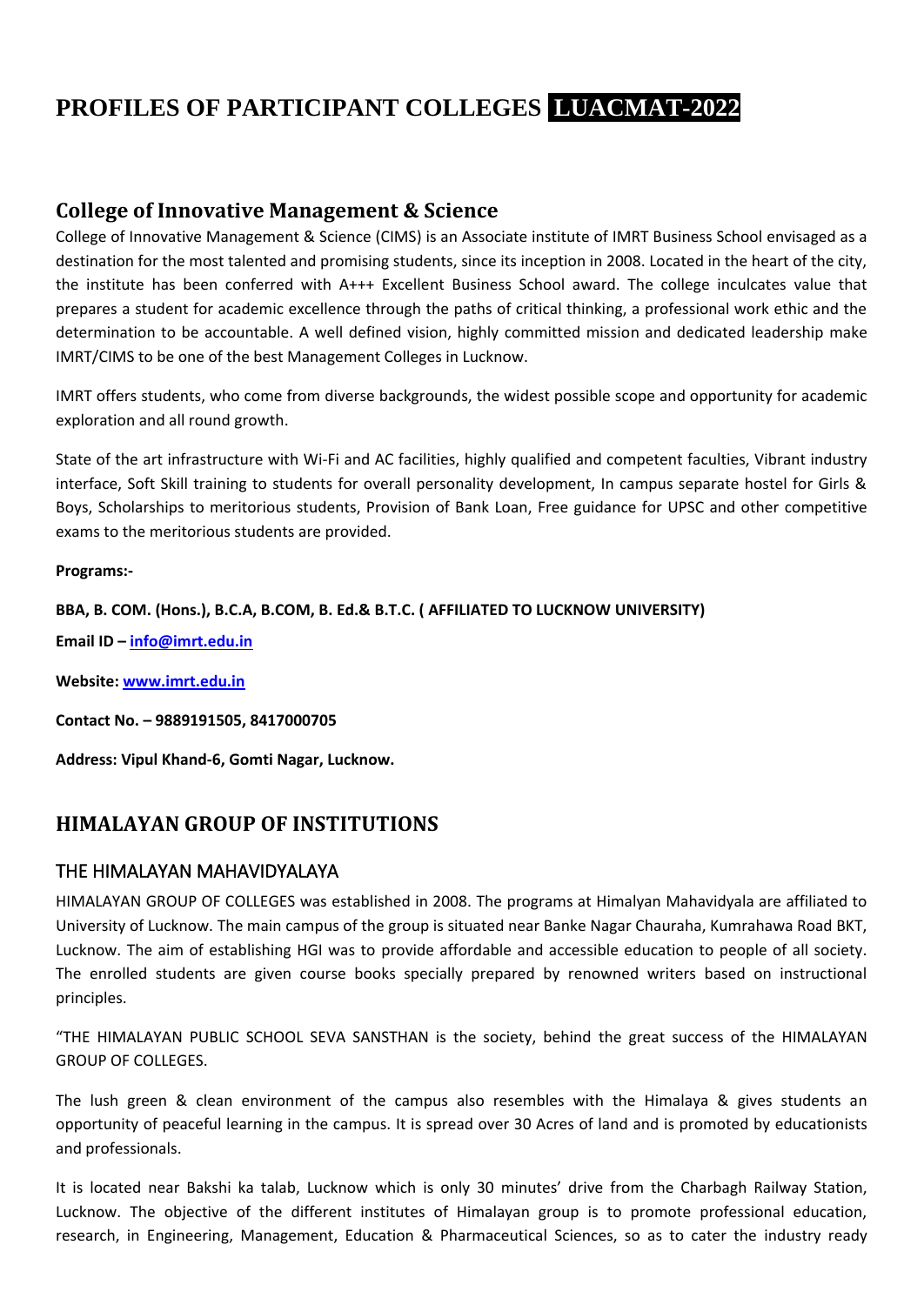# PROFILES OF PARTICIPANT COLLEGES LUACMAT-2022

## College of Innovative Management & Science

College of Innovative Management & Science (CIMS) is an Associate institute of IMRT Business School envisaged as a destination for the most talented and promising students, since its inception in 2008. Located in the heart of the city, the institute has been conferred with A+++ Excellent Business School award. The college inculcates value that prepares a student for academic excellence through the paths of critical thinking, a professional work ethic and the determination to be accountable. A well defined vision, highly committed mission and dedicated leadership make IMRT/CIMS to be one of the best Management Colleges in Lucknow.

IMRT offers students, who come from diverse backgrounds, the widest possible scope and opportunity for academic exploration and all round growth.

State of the art infrastructure with Wi-Fi and AC facilities, highly qualified and competent faculties, Vibrant industry interface, Soft Skill training to students for overall personality development, In campus separate hostel for Girls & Boys, Scholarships to meritorious students, Provision of Bank Loan, Free guidance for UPSC and other competitive exams to the meritorious students are provided.

**Programs:-**

**BBA, B. COM. (Hons.), B.C.A, B.COM, B. Ed.& B.T.C. ( AFFILIATED TO LUCKNOW UNIVERSITY)**

**Email ID – info@imrt.edu.in**

**Website: www.imrt.edu.in**

**Contact No. – 9889191505, 8417000705**

**Address: Vipul Khand-6, Gomti Nagar, Lucknow.**

## HIMALAYAN GROUP OF INSTITUTIONS

### THE HIMALAYAN MAHAVIDYALAYA

HIMALAYAN GROUP OF COLLEGES was established in 2008. The programs at Himalyan Mahavidyala are affiliated to University of Lucknow. The main campus of the group is situated near Banke Nagar Chauraha, Kumrahawa Road BKT, Lucknow. The aim of establishing HGI was to provide affordable and accessible education to people of all society. The enrolled students are given course books specially prepared by renowned writers based on instructional principles.

"THE HIMALAYAN PUBLIC SCHOOL SEVA SANSTHAN is the society, behind the great success of the HIMALAYAN GROUP OF COLLEGES.

The lush green & clean environment of the campus also resembles with the Himalaya & gives students an opportunity of peaceful learning in the campus. It is spread over 30 Acres of land and is promoted by educationists and professionals.

It is located near Bakshi ka talab, Lucknow which is only 30 minutes' drive from the Charbagh Railway Station, Lucknow. The objective of the different institutes of Himalayan group is to promote professional education, research, in Engineering, Management, Education & Pharmaceutical Sciences, so as to cater the industry ready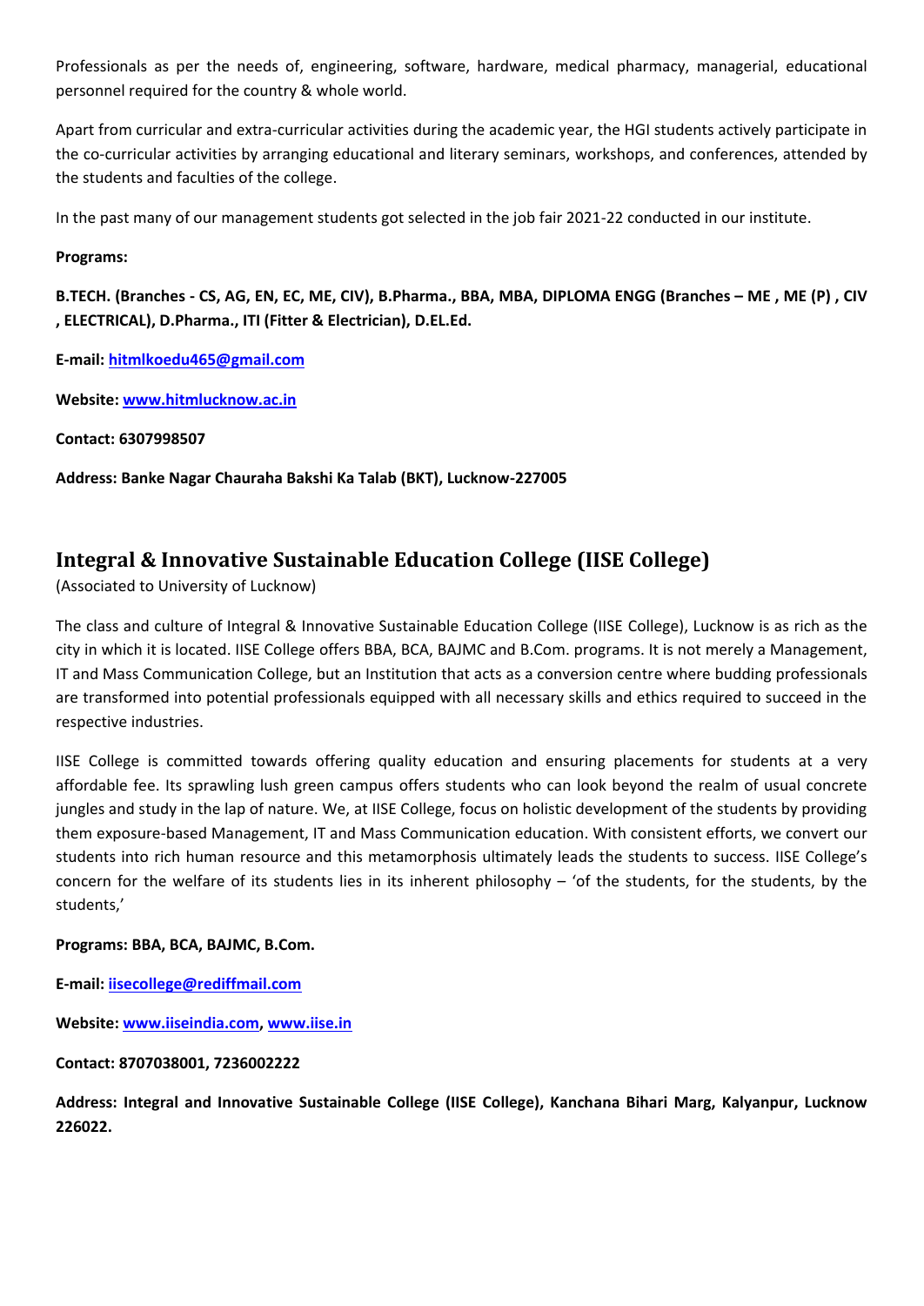Professionals as per the needs of, engineering, software, hardware, medical pharmacy, managerial, educational personnel required for the country & whole world.

Apart from curricular and extra-curricular activities during the academic year, the HGI students actively participate in the co-curricular activities by arranging educational and literary seminars, workshops, and conferences, attended by the students and faculties of the college.

In the past many of our management students got selected in the job fair 2021-22 conducted in our institute.

**Programs:**

**B.TECH. (Branches - CS, AG, EN, EC, ME, CIV), B.Pharma., BBA, MBA, DIPLOMA ENGG (Branches – ME , ME (P) , CIV , ELECTRICAL), D.Pharma., ITI (Fitter & Electrician), D.EL.Ed.**

**E-mail: hitmlkoedu465@gmail.com**

**Website: www.hitmlucknow.ac.in**

**Contact: 6307998507**

**Address: Banke Nagar Chauraha Bakshi Ka Talab (BKT), Lucknow-227005**

## Integral & Innovative Sustainable Education College (IISE College)

(Associated to University of Lucknow)

The class and culture of Integral & Innovative Sustainable Education College (IISE College), Lucknow is as rich as the city in which it is located. IISE College offers BBA, BCA, BAJMC and B.Com. programs. It is not merely a Management, IT and Mass Communication College, but an Institution that acts as a conversion centre where budding professionals are transformed into potential professionals equipped with all necessary skills and ethics required to succeed in the respective industries.

IISE College is committed towards offering quality education and ensuring placements for students at a very affordable fee. Its sprawling lush green campus offers students who can look beyond the realm of usual concrete jungles and study in the lap of nature. We, at IISE College, focus on holistic development of the students by providing them exposure-based Management, IT and Mass Communication education. With consistent efforts, we convert our students into rich human resource and this metamorphosis ultimately leads the students to success. IISE College's concern for the welfare of its students lies in its inherent philosophy – 'of the students, for the students, by the students,'

**Programs: BBA, BCA, BAJMC, B.Com.**

**E-mail: iisecollege@rediffmail.com**

**Website: www.iiseindia.com, www.iise.in**

**Contact: 8707038001, 7236002222**

**Address: Integral and Innovative Sustainable College (IISE College), Kanchana Bihari Marg, Kalyanpur, Lucknow 226022.**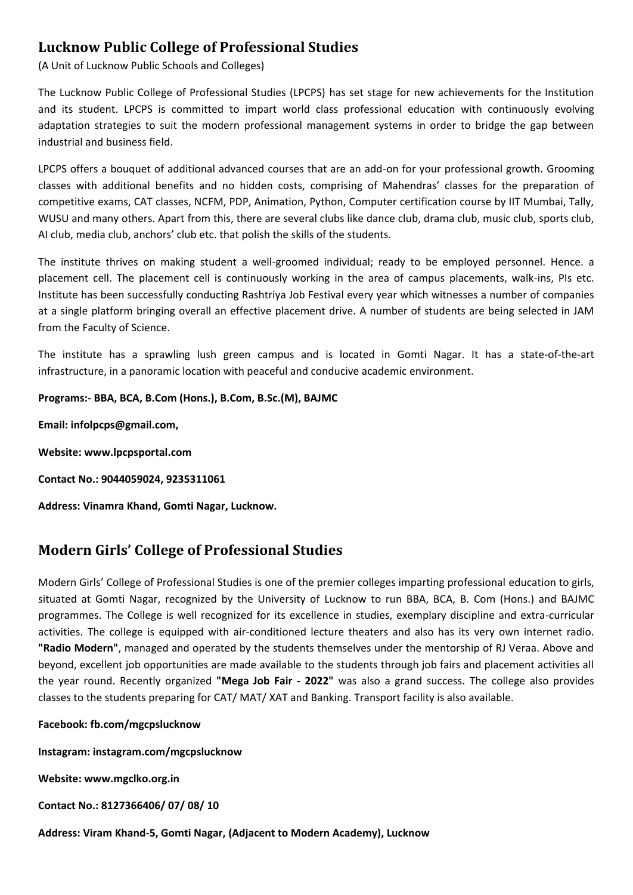## Lucknow Public College of Professional Studies

(A Unit of Lucknow Public Schools and Colleges)

The Lucknow Public College of Professional Studies (LPCPS) has set stage for new achievements for the Institution and its student. LPCPS is committed to impart world class professional education with continuously evolving adaptation strategies to suit the modern professional management systems in order to bridge the gap between industrial and business field.

LPCPS offers a bouquet of additional advanced courses that are an add-on for your professional growth. Grooming classes with additional benefits and no hidden costs, comprising of Mahendras' classes for the preparation of competitive exams, CAT classes, NCFM, PDP, Animation, Python, Computer certification course by IIT Mumbai, Tally, WUSU and many others. Apart from this, there are several clubs like dance club, drama club, music club, sports club, AI club, media club, anchors' club etc. that polish the skills of the students.

The institute thrives on making student a well-groomed individual; ready to be employed personnel. Hence. a placement cell. The placement cell is continuously working in the area of campus placements, walk-ins, PIs etc. Institute has been successfully conducting Rashtriya Job Festival every year which witnesses a number of companies at a single platform bringing overall an effective placement drive. A number of students are being selected in JAM from the Faculty of Science.

The institute has a sprawling lush green campus and is located in Gomti Nagar. It has a state-of-the-art infrastructure, in a panoramic location with peaceful and conducive academic environment.

**Programs:- BBA, BCA, B.Com (Hons.), B.Com, B.Sc.(M), BAJMC**

**Email: infolpcps@gmail.com,**

**Website: www.lpcpsportal.com**

**Contact No.: 9044059024, 9235311061**

**Address: Vinamra Khand, Gomti Nagar, Lucknow.**

## Modern Girls' College of Professional Studies

Modern Girls' College of Professional Studies is one of the premier colleges imparting professional education to girls, situated at Gomti Nagar, recognized by the University of Lucknow to run BBA, BCA, B. Com (Hons.) and BAJMC programmes. The College is well recognized for its excellence in studies, exemplary discipline and extra-curricular activities. The college is equipped with air-conditioned lecture theaters and also has its very own internet radio. **"Radio Modern"**, managed and operated by the students themselves under the mentorship of RJ Veraa. Above and beyond, excellent job opportunities are made available to the students through job fairs and placement activities all the year round. Recently organized **"Mega Job Fair - 2022"** was also a grand success. The college also provides classes to the students preparing for CAT/ MAT/ XAT and Banking. Transport facility is also available.

**Facebook: fb.com/mgcpslucknow**

**Instagram: instagram.com/mgcpslucknow**

**Website: www.mgclko.org.in**

**Contact No.: 8127366406/ 07/ 08/ 10**

**Address: Viram Khand-5, Gomti Nagar, (Adjacent to Modern Academy), Lucknow**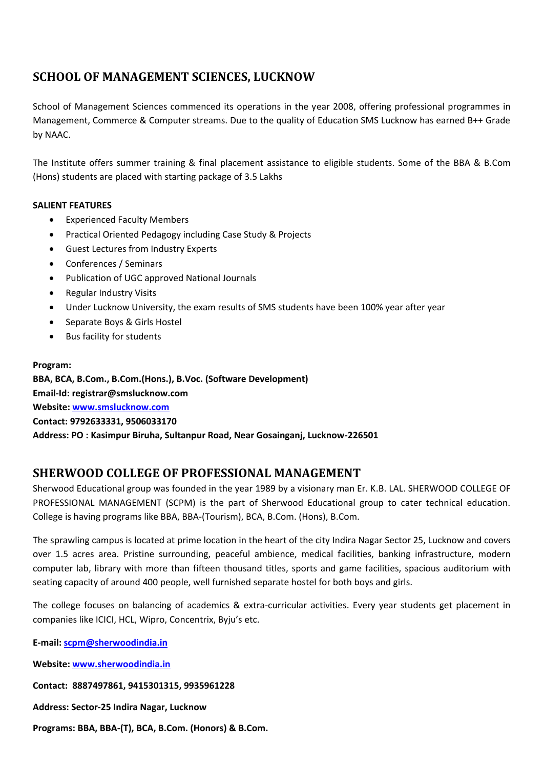## SCHOOL OF MANAGEMENT SCIENCES, LUCKNOW

School of Management Sciences commenced its operations in the year 2008, offering professional programmes in Management, Commerce & Computer streams. Due to the quality of Education SMS Lucknow has earned B++ Grade by NAAC.

The Institute offers summer training & final placement assistance to eligible students. Some of the BBA & B.Com (Hons) students are placed with starting package of 3.5 Lakhs

**SALIENT FEATURES**

- Experienced Faculty Members
- Practical Oriented Pedagogy including Case Study & Projects
- Guest Lectures from Industry Experts
- Conferences / Seminars
- Publication of UGC approved National Journals
- Regular Industry Visits
- Under Lucknow University, the exam results of SMS students have been 100% year after year
- Separate Boys & Girls Hostel
- Bus facility for students

**Program:**
**BBA, BCA, B.Com., B.Com.(Hons.), B.Voc. (Software Development)**
**Email-Id: registrar@smslucknow.com**
**Website: www.smslucknow.com**
**Contact: 9792633331, 9506033170**
**Address: PO : Kasimpur Biruha, Sultanpur Road, Near Gosainganj, Lucknow-226501**

## SHERWOOD COLLEGE OF PROFESSIONAL MANAGEMENT

Sherwood Educational group was founded in the year 1989 by a visionary man Er. K.B. LAL. SHERWOOD COLLEGE OF PROFESSIONAL MANAGEMENT (SCPM) is the part of Sherwood Educational group to cater technical education. College is having programs like BBA, BBA-(Tourism), BCA, B.Com. (Hons), B.Com.

The sprawling campus is located at prime location in the heart of the city Indira Nagar Sector 25, Lucknow and covers over 1.5 acres area. Pristine surrounding, peaceful ambience, medical facilities, banking infrastructure, modern computer lab, library with more than fifteen thousand titles, sports and game facilities, spacious auditorium with seating capacity of around 400 people, well furnished separate hostel for both boys and girls.

The college focuses on balancing of academics & extra-curricular activities. Every year students get placement in companies like ICICI, HCL, Wipro, Concentrix, Byju's etc.

**E-mail: scpm@sherwoodindia.in**

**Website: www.sherwoodindia.in**

**Contact: 8887497861, 9415301315, 9935961228**

**Address: Sector-25 Indira Nagar, Lucknow**

**Programs: BBA, BBA-(T), BCA, B.Com. (Honors) & B.Com.**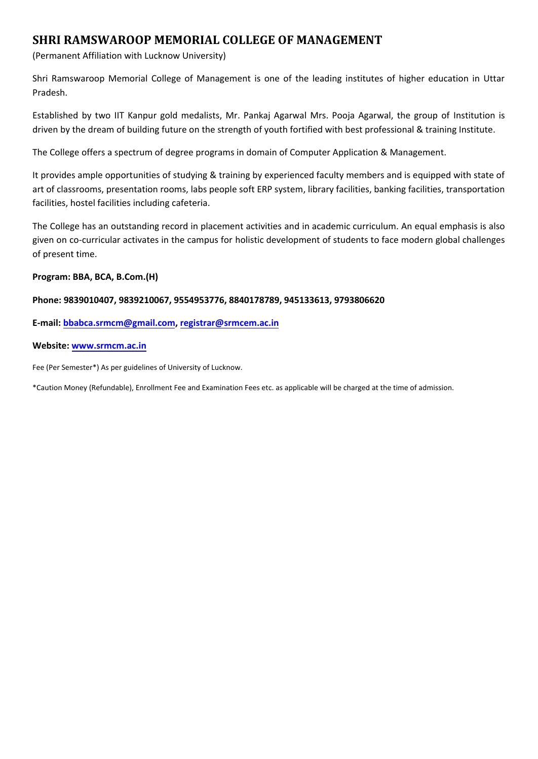## SHRI RAMSWAROOP MEMORIAL COLLEGE OF MANAGEMENT

(Permanent Affiliation with Lucknow University)

Shri Ramswaroop Memorial College of Management is one of the leading institutes of higher education in Uttar Pradesh.

Established by two IIT Kanpur gold medalists, Mr. Pankaj Agarwal Mrs. Pooja Agarwal, the group of Institution is driven by the dream of building future on the strength of youth fortified with best professional & training Institute.

The College offers a spectrum of degree programs in domain of Computer Application & Management.

It provides ample opportunities of studying & training by experienced faculty members and is equipped with state of art of classrooms, presentation rooms, labs people soft ERP system, library facilities, banking facilities, transportation facilities, hostel facilities including cafeteria.

The College has an outstanding record in placement activities and in academic curriculum. An equal emphasis is also given on co-curricular activates in the campus for holistic development of students to face modern global challenges of present time.

**Program: BBA, BCA, B.Com.(H)**

**Phone: 9839010407, 9839210067, 9554953776, 8840178789, 945133613, 9793806620**

**E-mail: bbabca.srmcm@gmail.com, registrar@srmcem.ac.in**

**Website: www.srmcm.ac.in**

Fee (Per Semester*) As per guidelines of University of Lucknow.

*Caution Money (Refundable), Enrollment Fee and Examination Fees etc. as applicable will be charged at the time of admission.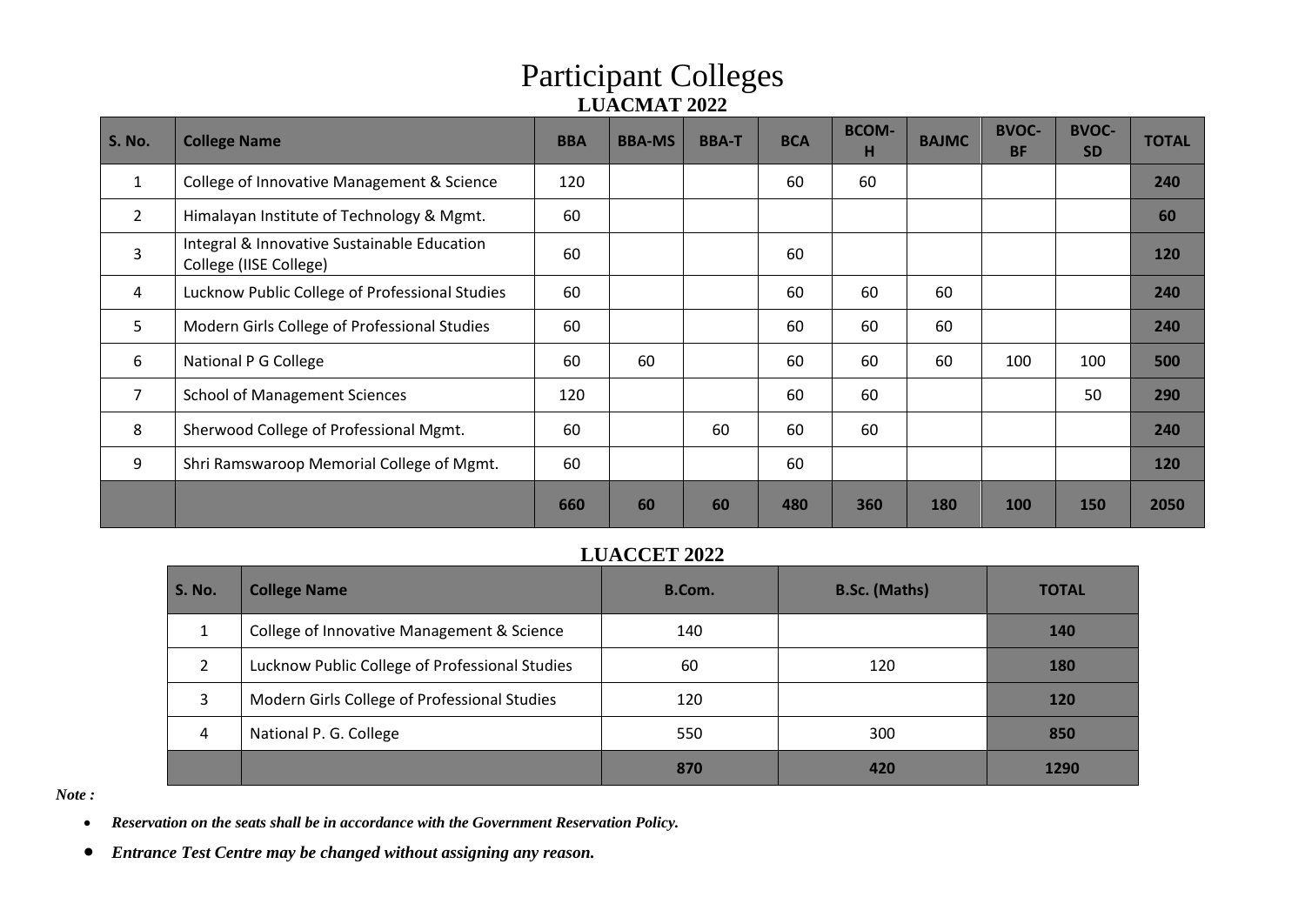# Participant Colleges

## LUACMAT 2022

| S. No. | College Name | BBA | BBA-MS | BBA-T | BCA | BCOM-H | BAJMC | BVOC-BF | BVOC-SD | TOTAL |
|---|---|---|---|---|---|---|---|---|---|---|
| 1 | College of Innovative Management & Science | 120 | | | 60 | 60 | | | | 240 |
| 2 | Himalayan Institute of Technology & Mgmt. | 60 | | | | | | | | 60 |
| 3 | Integral & Innovative Sustainable Education College (IISE College) | 60 | | | 60 | | | | | 120 |
| 4 | Lucknow Public College of Professional Studies | 60 | | | 60 | 60 | 60 | | | 240 |
| 5 | Modern Girls College of Professional Studies | 60 | | | 60 | 60 | 60 | | | 240 |
| 6 | National P G College | 60 | 60 | | 60 | 60 | 60 | 100 | 100 | 500 |
| 7 | School of Management Sciences | 120 | | | 60 | 60 | | | 50 | 290 |
| 8 | Sherwood College of Professional Mgmt. | 60 | | 60 | 60 | 60 | | | | 240 |
| 9 | Shri Ramswaroop Memorial College of Mgmt. | 60 | | | 60 | | | | | 120 |
| | | 660 | 60 | 60 | 480 | 360 | 180 | 100 | 150 | 2050 |

## LUACCET 2022

| S. No. | College Name | B.Com. | B.Sc. (Maths) | TOTAL |
|---|---|---|---|---|
| 1 | College of Innovative Management & Science | 140 | | 140 |
| 2 | Lucknow Public College of Professional Studies | 60 | 120 | 180 |
| 3 | Modern Girls College of Professional Studies | 120 | | 120 |
| 4 | National P. G. College | 550 | 300 | 850 |
| | | 870 | 420 | 1290 |

***Note :***

- ***Reservation on the seats shall be in accordance with the Government Reservation Policy.***
- ***Entrance Test Centre may be changed without assigning any reason.***